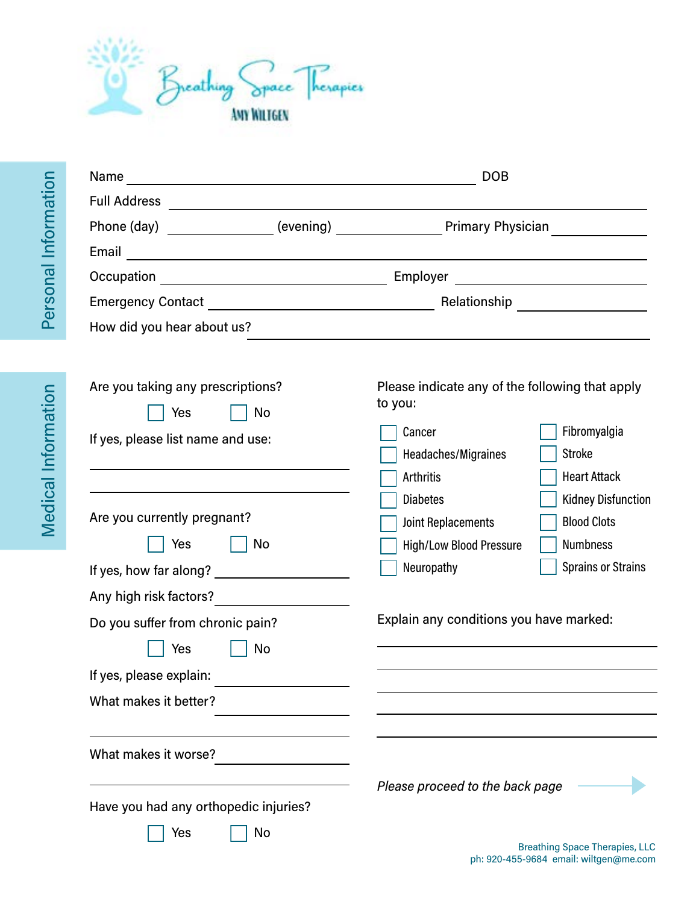# Breathing Space Therapies

AMY WILTGEN

## Personal Information

Name ______________________ DOB ______________________

Full Address ______________________

Phone (day) __________ (evening) __________ Primary Physician __________

Email ______________________

Occupation ______________________ Employer ______________________

Emergency Contact ______________________ Relationship ______________________

How did you hear about us? ______________________

## Medical Information

Are you taking any prescriptions?

☐ Yes ☐ No

If yes, please list name and use:

______________________

______________________

Are you currently pregnant?

☐ Yes ☐ No

If yes, how far along? ______________________

Any high risk factors? ______________________

Do you suffer from chronic pain?

☐ Yes ☐ No

If yes, please explain: ______________________

What makes it better? ______________________

______________________

What makes it worse? ______________________

______________________

Have you had any orthopedic injuries?

☐ Yes ☐ No

Please indicate any of the following that apply to you:

- ☐ Cancer
- ☐ Headaches/Migraines
- ☐ Arthritis
- ☐ Diabetes
- ☐ Joint Replacements
- ☐ High/Low Blood Pressure
- ☐ Neuropathy
- ☐ Fibromyalgia
- ☐ Stroke
- ☐ Heart Attack
- ☐ Kidney Disfunction
- ☐ Blood Clots
- ☐ Numbness
- ☐ Sprains or Strains

Explain any conditions you have marked:

______________________

______________________

______________________

______________________

______________________

*Please proceed to the back page* →

Breathing Space Therapies, LLC
ph: 920-455-9684 email: wiltgen@me.com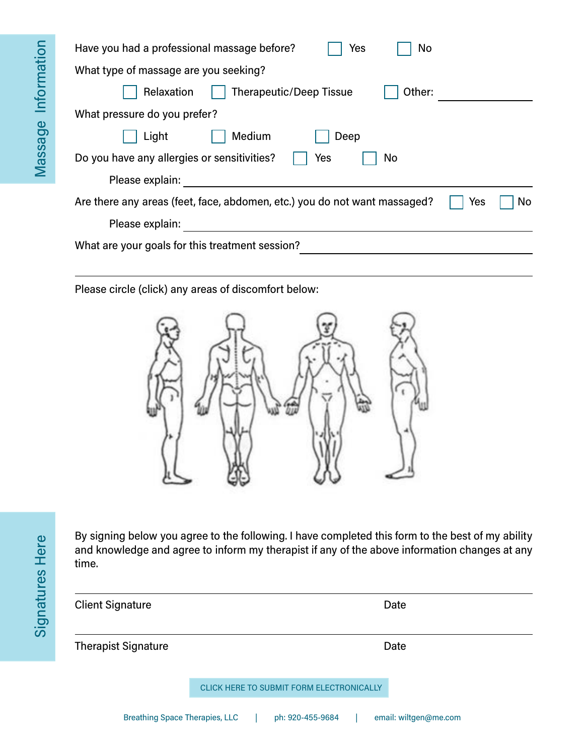## Massage Information

Have you had a professional massage before? ☐ Yes ☐ No

What type of massage are you seeking?

☐ Relaxation ☐ Therapeutic/Deep Tissue ☐ Other: ________________

What pressure do you prefer?

☐ Light ☐ Medium ☐ Deep

Do you have any allergies or sensitivities? ☐ Yes ☐ No

Please explain: ________________________________________________

Are there any areas (feet, face, abdomen, etc.) you do not want massaged? ☐ Yes ☐ No

Please explain: ________________________________________________

What are your goals for this treatment session? ________________________________

________________________________________________________________

Please circle (click) any areas of discomfort below:

## Signatures Here

By signing below you agree to the following. I have completed this form to the best of my ability and knowledge and agree to inform my therapist if any of the above information changes at any time.

________________________________________________________________

Client Signature Date

________________________________________________________________

Therapist Signature Date

CLICK HERE TO SUBMIT FORM ELECTRONICALLY

Breathing Space Therapies, LLC | ph: 920-455-9684 | email: wiltgen@me.com